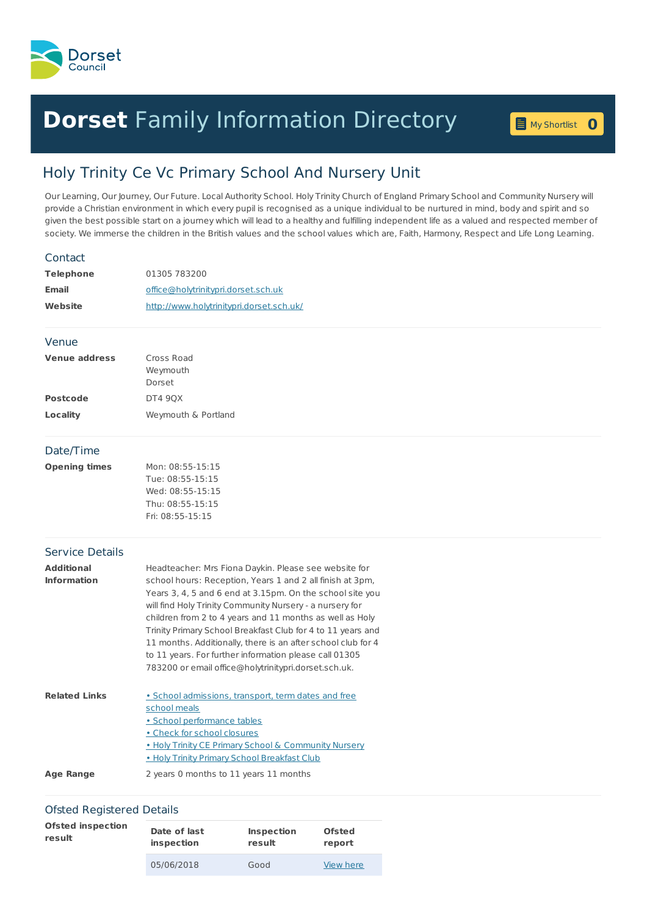Dorset Council

# **Dorset** Family Information Directory

My Shortlist 0

## Holy Trinity Ce Vc Primary School And Nursery Unit

Our Learning, Our Journey, Our Future. Local Authority School. Holy Trinity Church of England Primary School and Community Nursery will provide a Christian environment in which every pupil is recognised as a unique individual to be nurtured in mind, body and spirit and so given the best possible start on a journey which will lead to a healthy and fulfilling independent life as a valued and respected member of society. We immerse the children in the British values and the school values which are, Faith, Harmony, Respect and Life Long Learning.

### Contact

**Telephone** 01305 783200

**Email** office@holytrinitypri.dorset.sch.uk

**Website** http://www.holytrinitypri.dorset.sch.uk/

### Venue

**Venue address** Cross Road
Weymouth
Dorset

**Postcode** DT4 9QX

**Locality** Weymouth & Portland

### Date/Time

**Opening times**
Mon: 08:55-15:15
Tue: 08:55-15:15
Wed: 08:55-15:15
Thu: 08:55-15:15
Fri: 08:55-15:15

### Service Details

**Additional Information** Headteacher: Mrs Fiona Daykin. Please see website for school hours: Reception, Years 1 and 2 all finish at 3pm, Years 3, 4, 5 and 6 end at 3.15pm. On the school site you will find Holy Trinity Community Nursery - a nursery for children from 2 to 4 years and 11 months as well as Holy Trinity Primary School Breakfast Club for 4 to 11 years and 11 months. Additionally, there is an after school club for 4 to 11 years. For further information please call 01305 783200 or email office@holytrinitypri.dorset.sch.uk.

**Related Links**
- School admissions, transport, term dates and free school meals
- School performance tables
- Check for school closures
- Holy Trinity CE Primary School & Community Nursery
- Holy Trinity Primary School Breakfast Club

**Age Range** 2 years 0 months to 11 years 11 months

### Ofsted Registered Details

**Ofsted inspection result**

| Date of last inspection | Inspection result | Ofsted report |
|---|---|---|
| 05/06/2018 | Good | View here |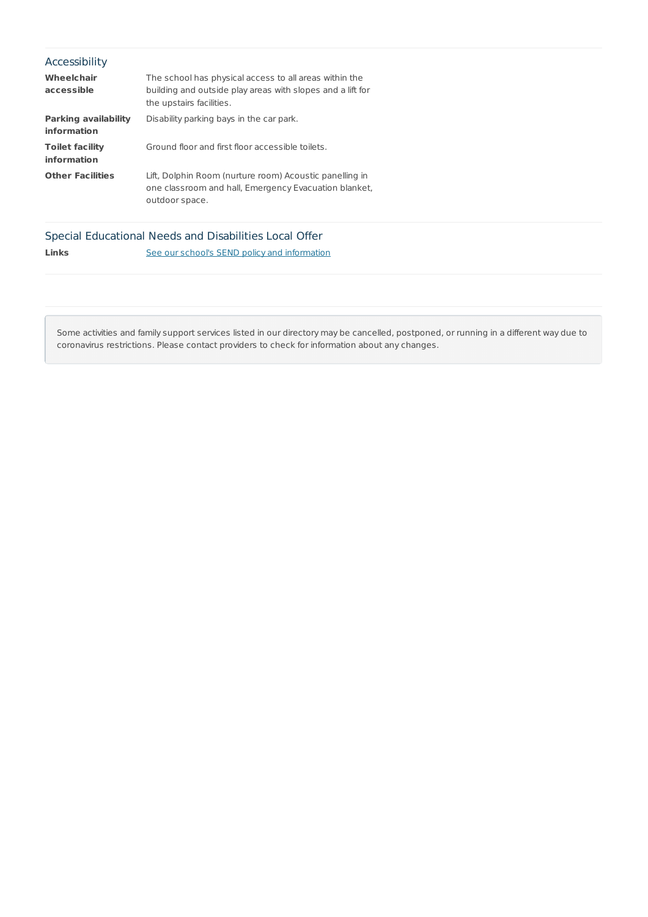## Accessibility

| | |
|---|---|
| **Wheelchair accessible** | The school has physical access to all areas within the building and outside play areas with slopes and a lift for the upstairs facilities. |
| **Parking availability information** | Disability parking bays in the car park. |
| **Toilet facility information** | Ground floor and first floor accessible toilets. |
| **Other Facilities** | Lift, Dolphin Room (nurture room) Acoustic panelling in one classroom and hall, Emergency Evacuation blanket, outdoor space. |

## Special Educational Needs and Disabilities Local Offer

| | |
|---|---|
| **Links** | See our school's SEND policy and information |

Some activities and family support services listed in our directory may be cancelled, postponed, or running in a different way due to coronavirus restrictions. Please contact providers to check for information about any changes.